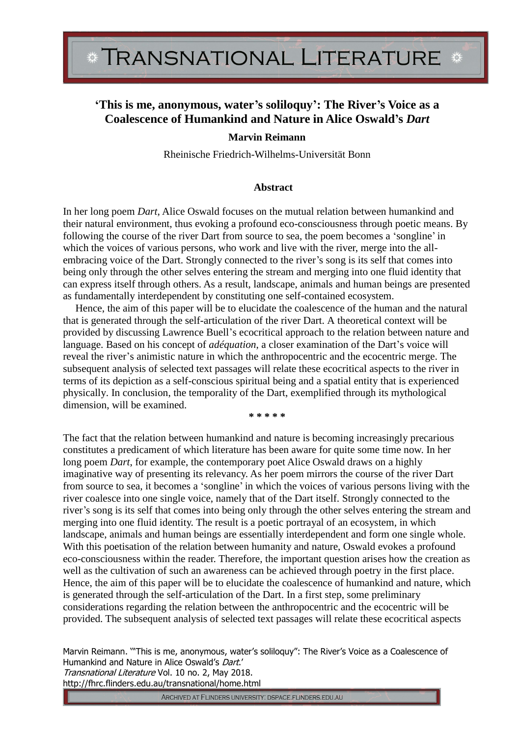# ‘This is me, anonymous, water’s soliloquy’: The River’s Voice as a Coalescence of Humankind and Nature in Alice Oswald’s *Dart*

**Marvin Reimann**

Rheinische Friedrich-Wilhelms-Universität Bonn

### Abstract

In her long poem *Dart*, Alice Oswald focuses on the mutual relation between humankind and their natural environment, thus evoking a profound eco-consciousness through poetic means. By following the course of the river Dart from source to sea, the poem becomes a ‘songline’ in which the voices of various persons, who work and live with the river, merge into the all-embracing voice of the Dart. Strongly connected to the river’s song is its self that comes into being only through the other selves entering the stream and merging into one fluid identity that can express itself through others. As a result, landscape, animals and human beings are presented as fundamentally interdependent by constituting one self-contained ecosystem.

Hence, the aim of this paper will be to elucidate the coalescence of the human and the natural that is generated through the self-articulation of the river Dart. A theoretical context will be provided by discussing Lawrence Buell’s ecocritical approach to the relation between nature and language. Based on his concept of *adéquation*, a closer examination of the Dart’s voice will reveal the river’s animistic nature in which the anthropocentric and the ecocentric merge. The subsequent analysis of selected text passages will relate these ecocritical aspects to the river in terms of its depiction as a self-conscious spiritual being and a spatial entity that is experienced physically. In conclusion, the temporality of the Dart, exemplified through its mythological dimension, will be examined.

\* \* \* \* \*

The fact that the relation between humankind and nature is becoming increasingly precarious constitutes a predicament of which literature has been aware for quite some time now. In her long poem *Dart*, for example, the contemporary poet Alice Oswald draws on a highly imaginative way of presenting its relevancy. As her poem mirrors the course of the river Dart from source to sea, it becomes a ‘songline’ in which the voices of various persons living with the river coalesce into one single voice, namely that of the Dart itself. Strongly connected to the river’s song is its self that comes into being only through the other selves entering the stream and merging into one fluid identity. The result is a poetic portrayal of an ecosystem, in which landscape, animals and human beings are essentially interdependent and form one single whole. With this poetisation of the relation between humanity and nature, Oswald evokes a profound eco-consciousness within the reader. Therefore, the important question arises how the creation as well as the cultivation of such an awareness can be achieved through poetry in the first place. Hence, the aim of this paper will be to elucidate the coalescence of humankind and nature, which is generated through the self-articulation of the Dart. In a first step, some preliminary considerations regarding the relation between the anthropocentric and the ecocentric will be provided. The subsequent analysis of selected text passages will relate these ecocritical aspects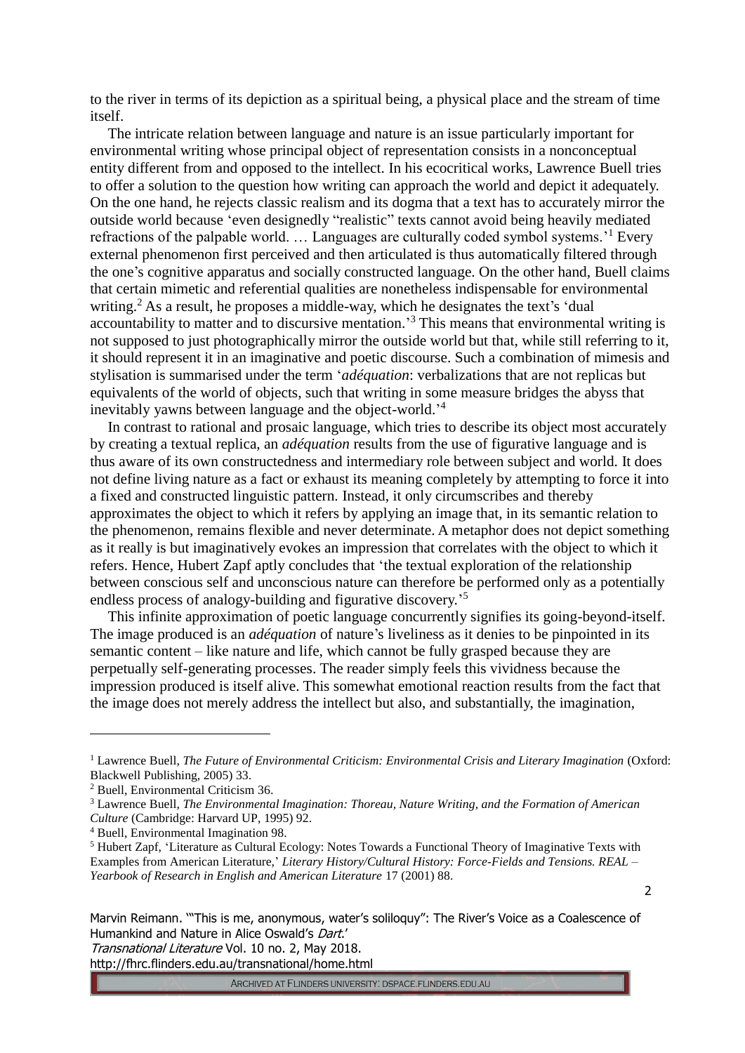to the river in terms of its depiction as a spiritual being, a physical place and the stream of time itself.

The intricate relation between language and nature is an issue particularly important for environmental writing whose principal object of representation consists in a nonconceptual entity different from and opposed to the intellect. In his ecocritical works, Lawrence Buell tries to offer a solution to the question how writing can approach the world and depict it adequately. On the one hand, he rejects classic realism and its dogma that a text has to accurately mirror the outside world because 'even designedly "realistic" texts cannot avoid being heavily mediated refractions of the palpable world. … Languages are culturally coded symbol systems.'[1] Every external phenomenon first perceived and then articulated is thus automatically filtered through the one's cognitive apparatus and socially constructed language. On the other hand, Buell claims that certain mimetic and referential qualities are nonetheless indispensable for environmental writing.[2] As a result, he proposes a middle-way, which he designates the text's 'dual accountability to matter and to discursive mentation.'[3] This means that environmental writing is not supposed to just photographically mirror the outside world but that, while still referring to it, it should represent it in an imaginative and poetic discourse. Such a combination of mimesis and stylisation is summarised under the term '*adéquation*: verbalizations that are not replicas but equivalents of the world of objects, such that writing in some measure bridges the abyss that inevitably yawns between language and the object-world.'[4]

In contrast to rational and prosaic language, which tries to describe its object most accurately by creating a textual replica, an *adéquation* results from the use of figurative language and is thus aware of its own constructedness and intermediary role between subject and world. It does not define living nature as a fact or exhaust its meaning completely by attempting to force it into a fixed and constructed linguistic pattern. Instead, it only circumscribes and thereby approximates the object to which it refers by applying an image that, in its semantic relation to the phenomenon, remains flexible and never determinate. A metaphor does not depict something as it really is but imaginatively evokes an impression that correlates with the object to which it refers. Hence, Hubert Zapf aptly concludes that 'the textual exploration of the relationship between conscious self and unconscious nature can therefore be performed only as a potentially endless process of analogy-building and figurative discovery.'[5]

This infinite approximation of poetic language concurrently signifies its going-beyond-itself. The image produced is an *adéquation* of nature's liveliness as it denies to be pinpointed in its semantic content – like nature and life, which cannot be fully grasped because they are perpetually self-generating processes. The reader simply feels this vividness because the impression produced is itself alive. This somewhat emotional reaction results from the fact that the image does not merely address the intellect but also, and substantially, the imagination,

---

[1] Lawrence Buell, *The Future of Environmental Criticism: Environmental Crisis and Literary Imagination* (Oxford: Blackwell Publishing, 2005) 33.

[2] Buell, Environmental Criticism 36.

[3] Lawrence Buell, *The Environmental Imagination: Thoreau, Nature Writing, and the Formation of American Culture* (Cambridge: Harvard UP, 1995) 92.

[4] Buell, Environmental Imagination 98.

[5] Hubert Zapf, 'Literature as Cultural Ecology: Notes Towards a Functional Theory of Imaginative Texts with Examples from American Literature,' *Literary History/Cultural History: Force-Fields and Tensions. REAL – Yearbook of Research in English and American Literature* 17 (2001) 88.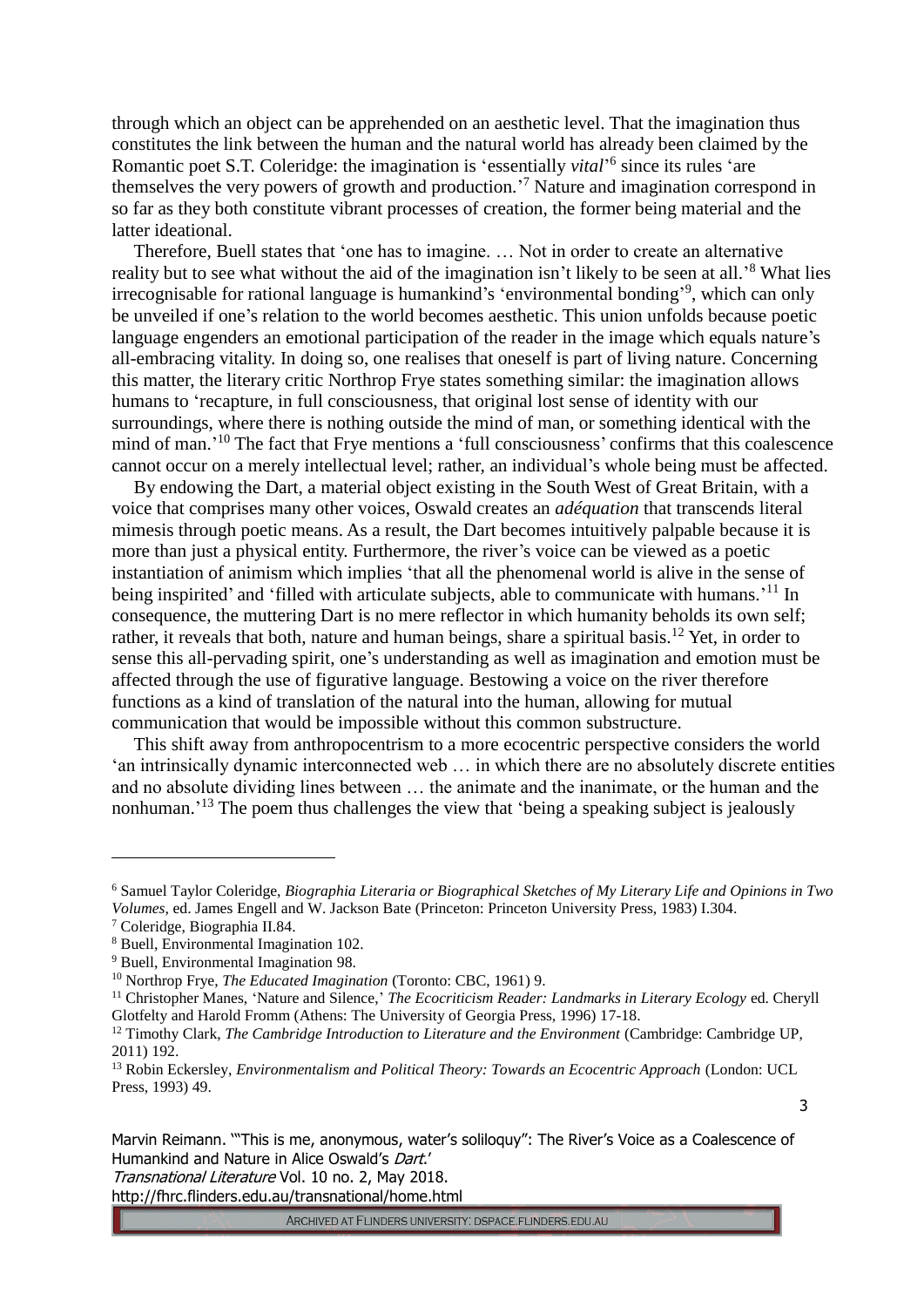through which an object can be apprehended on an aesthetic level. That the imagination thus constitutes the link between the human and the natural world has already been claimed by the Romantic poet S.T. Coleridge: the imagination is 'essentially *vital*'[6] since its rules 'are themselves the very powers of growth and production.'[7] Nature and imagination correspond in so far as they both constitute vibrant processes of creation, the former being material and the latter ideational.

Therefore, Buell states that 'one has to imagine. … Not in order to create an alternative reality but to see what without the aid of the imagination isn't likely to be seen at all.'[8] What lies irrecognisable for rational language is humankind's 'environmental bonding'[9], which can only be unveiled if one's relation to the world becomes aesthetic. This union unfolds because poetic language engenders an emotional participation of the reader in the image which equals nature's all-embracing vitality. In doing so, one realises that oneself is part of living nature. Concerning this matter, the literary critic Northrop Frye states something similar: the imagination allows humans to 'recapture, in full consciousness, that original lost sense of identity with our surroundings, where there is nothing outside the mind of man, or something identical with the mind of man.'[10] The fact that Frye mentions a 'full consciousness' confirms that this coalescence cannot occur on a merely intellectual level; rather, an individual's whole being must be affected.

By endowing the Dart, a material object existing in the South West of Great Britain, with a voice that comprises many other voices, Oswald creates an *adéquation* that transcends literal mimesis through poetic means. As a result, the Dart becomes intuitively palpable because it is more than just a physical entity. Furthermore, the river's voice can be viewed as a poetic instantiation of animism which implies 'that all the phenomenal world is alive in the sense of being inspirited' and 'filled with articulate subjects, able to communicate with humans.'[11] In consequence, the muttering Dart is no mere reflector in which humanity beholds its own self; rather, it reveals that both, nature and human beings, share a spiritual basis.[12] Yet, in order to sense this all-pervading spirit, one's understanding as well as imagination and emotion must be affected through the use of figurative language. Bestowing a voice on the river therefore functions as a kind of translation of the natural into the human, allowing for mutual communication that would be impossible without this common substructure.

This shift away from anthropocentrism to a more ecocentric perspective considers the world 'an intrinsically dynamic interconnected web … in which there are no absolutely discrete entities and no absolute dividing lines between … the animate and the inanimate, or the human and the nonhuman.'[13] The poem thus challenges the view that 'being a speaking subject is jealously

---

[6] Samuel Taylor Coleridge, *Biographia Literaria or Biographical Sketches of My Literary Life and Opinions in Two Volumes*, ed. James Engell and W. Jackson Bate (Princeton: Princeton University Press, 1983) I.304.

[7] Coleridge, Biographia II.84.

[8] Buell, Environmental Imagination 102.

[9] Buell, Environmental Imagination 98.

[10] Northrop Frye, *The Educated Imagination* (Toronto: CBC, 1961) 9.

[11] Christopher Manes, 'Nature and Silence,' *The Ecocriticism Reader: Landmarks in Literary Ecology* ed. Cheryll Glotfelty and Harold Fromm (Athens: The University of Georgia Press, 1996) 17-18.

[12] Timothy Clark, *The Cambridge Introduction to Literature and the Environment* (Cambridge: Cambridge UP, 2011) 192.

[13] Robin Eckersley, *Environmentalism and Political Theory: Towards an Ecocentric Approach* (London: UCL Press, 1993) 49.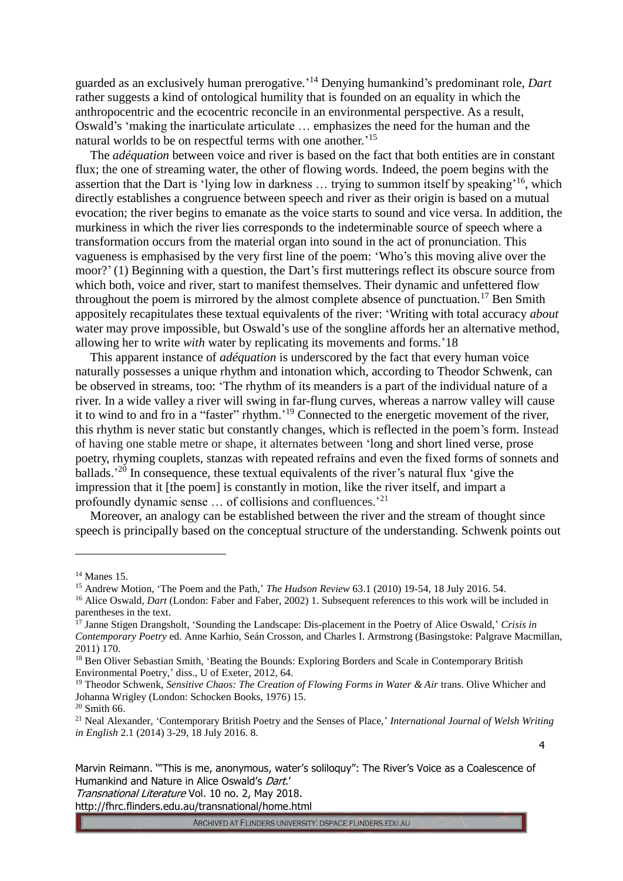guarded as an exclusively human prerogative.'[14] Denying humankind's predominant role, *Dart* rather suggests a kind of ontological humility that is founded on an equality in which the anthropocentric and the ecocentric reconcile in an environmental perspective. As a result, Oswald's 'making the inarticulate articulate … emphasizes the need for the human and the natural worlds to be on respectful terms with one another.'[15]

The *adéquation* between voice and river is based on the fact that both entities are in constant flux; the one of streaming water, the other of flowing words. Indeed, the poem begins with the assertion that the Dart is 'lying low in darkness … trying to summon itself by speaking'[16], which directly establishes a congruence between speech and river as their origin is based on a mutual evocation; the river begins to emanate as the voice starts to sound and vice versa. In addition, the murkiness in which the river lies corresponds to the indeterminable source of speech where a transformation occurs from the material organ into sound in the act of pronunciation. This vagueness is emphasised by the very first line of the poem: 'Who's this moving alive over the moor?' (1) Beginning with a question, the Dart's first mutterings reflect its obscure source from which both, voice and river, start to manifest themselves. Their dynamic and unfettered flow throughout the poem is mirrored by the almost complete absence of punctuation.[17] Ben Smith appositely recapitulates these textual equivalents of the river: 'Writing with total accuracy *about* water may prove impossible, but Oswald's use of the songline affords her an alternative method, allowing her to write *with* water by replicating its movements and forms.'18

This apparent instance of *adéquation* is underscored by the fact that every human voice naturally possesses a unique rhythm and intonation which, according to Theodor Schwenk, can be observed in streams, too: 'The rhythm of its meanders is a part of the individual nature of a river. In a wide valley a river will swing in far-flung curves, whereas a narrow valley will cause it to wind to and fro in a "faster" rhythm.'[19] Connected to the energetic movement of the river, this rhythm is never static but constantly changes, which is reflected in the poem's form. Instead of having one stable metre or shape, it alternates between 'long and short lined verse, prose poetry, rhyming couplets, stanzas with repeated refrains and even the fixed forms of sonnets and ballads.'[20] In consequence, these textual equivalents of the river's natural flux 'give the impression that it [the poem] is constantly in motion, like the river itself, and impart a profoundly dynamic sense … of collisions and confluences.'[21]

Moreover, an analogy can be established between the river and the stream of thought since speech is principally based on the conceptual structure of the understanding. Schwenk points out

---

[14] Manes 15.

[15] Andrew Motion, 'The Poem and the Path,' *The Hudson Review* 63.1 (2010) 19-54, 18 July 2016. 54.

[16] Alice Oswald, *Dart* (London: Faber and Faber, 2002) 1. Subsequent references to this work will be included in parentheses in the text.

[17] Janne Stigen Drangsholt, 'Sounding the Landscape: Dis-placement in the Poetry of Alice Oswald,' *Crisis in Contemporary Poetry* ed. Anne Karhio, Seán Crosson, and Charles I. Armstrong (Basingstoke: Palgrave Macmillan, 2011) 170.

[18] Ben Oliver Sebastian Smith, 'Beating the Bounds: Exploring Borders and Scale in Contemporary British Environmental Poetry,' diss., U of Exeter, 2012, 64.

[19] Theodor Schwenk, *Sensitive Chaos: The Creation of Flowing Forms in Water & Air* trans. Olive Whicher and Johanna Wrigley (London: Schocken Books, 1976) 15.

[20] Smith 66.

[21] Neal Alexander, 'Contemporary British Poetry and the Senses of Place,' *International Journal of Welsh Writing in English* 2.1 (2014) 3-29, 18 July 2016. 8.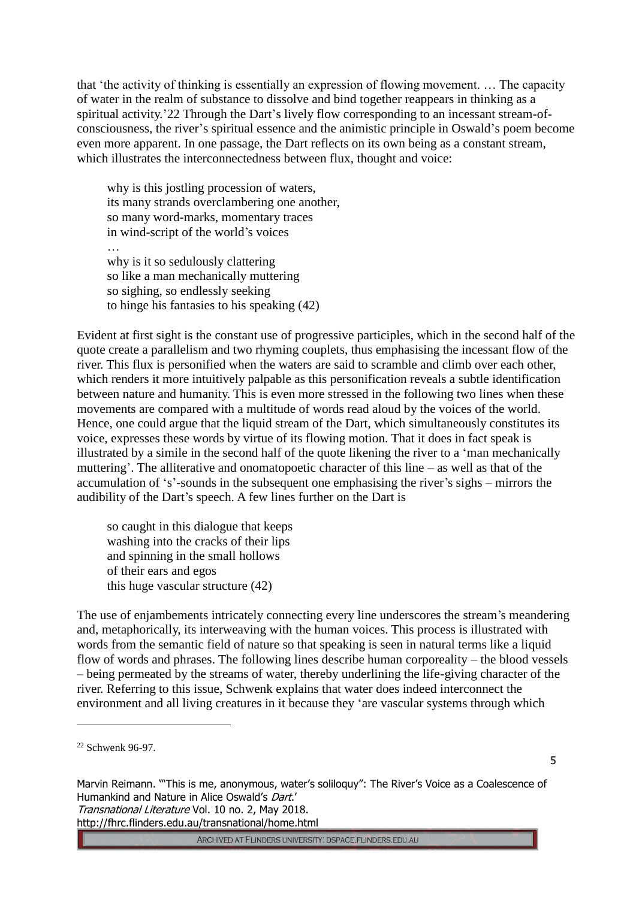that 'the activity of thinking is essentially an expression of flowing movement. … The capacity of water in the realm of substance to dissolve and bind together reappears in thinking as a spiritual activity.'[22] Through the Dart's lively flow corresponding to an incessant stream-of-consciousness, the river's spiritual essence and the animistic principle in Oswald's poem become even more apparent. In one passage, the Dart reflects on its own being as a constant stream, which illustrates the interconnectedness between flux, thought and voice:

> why is this jostling procession of waters,
> its many strands overclambering one another,
> so many word-marks, momentary traces
> in wind-script of the world's voices
> …
> why is it so sedulously clattering
> so like a man mechanically muttering
> so sighing, so endlessly seeking
> to hinge his fantasies to his speaking (42)

Evident at first sight is the constant use of progressive participles, which in the second half of the quote create a parallelism and two rhyming couplets, thus emphasising the incessant flow of the river. This flux is personified when the waters are said to scramble and climb over each other, which renders it more intuitively palpable as this personification reveals a subtle identification between nature and humanity. This is even more stressed in the following two lines when these movements are compared with a multitude of words read aloud by the voices of the world. Hence, one could argue that the liquid stream of the Dart, which simultaneously constitutes its voice, expresses these words by virtue of its flowing motion. That it does in fact speak is illustrated by a simile in the second half of the quote likening the river to a 'man mechanically muttering'. The alliterative and onomatopoetic character of this line – as well as that of the accumulation of 's'-sounds in the subsequent one emphasising the river's sighs – mirrors the audibility of the Dart's speech. A few lines further on the Dart is

> so caught in this dialogue that keeps
> washing into the cracks of their lips
> and spinning in the small hollows
> of their ears and egos
> this huge vascular structure (42)

The use of enjambements intricately connecting every line underscores the stream's meandering and, metaphorically, its interweaving with the human voices. This process is illustrated with words from the semantic field of nature so that speaking is seen in natural terms like a liquid flow of words and phrases. The following lines describe human corporeality – the blood vessels – being permeated by the streams of water, thereby underlining the life-giving character of the river. Referring to this issue, Schwenk explains that water does indeed interconnect the environment and all living creatures in it because they 'are vascular systems through which

[22] Schwenk 96-97.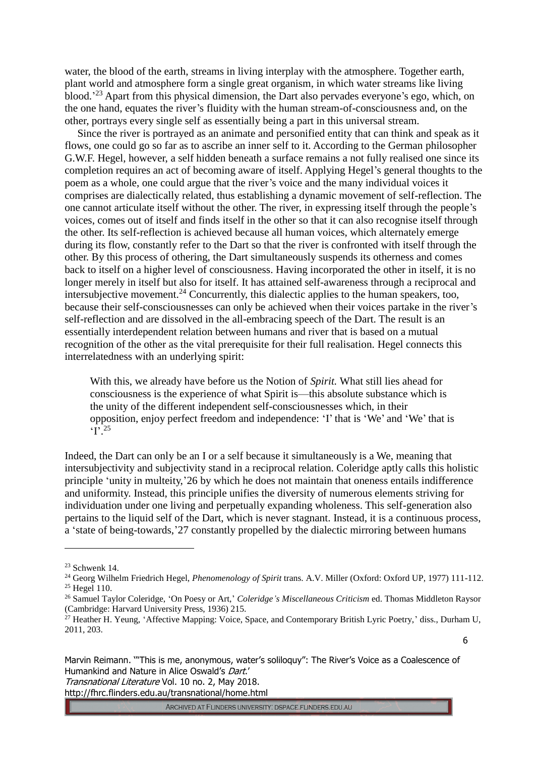water, the blood of the earth, streams in living interplay with the atmosphere. Together earth, plant world and atmosphere form a single great organism, in which water streams like living blood.'[23] Apart from this physical dimension, the Dart also pervades everyone's ego, which, on the one hand, equates the river's fluidity with the human stream-of-consciousness and, on the other, portrays every single self as essentially being a part in this universal stream.

Since the river is portrayed as an animate and personified entity that can think and speak as it flows, one could go so far as to ascribe an inner self to it. According to the German philosopher G.W.F. Hegel, however, a self hidden beneath a surface remains a not fully realised one since its completion requires an act of becoming aware of itself. Applying Hegel's general thoughts to the poem as a whole, one could argue that the river's voice and the many individual voices it comprises are dialectically related, thus establishing a dynamic movement of self-reflection. The one cannot articulate itself without the other. The river, in expressing itself through the people's voices, comes out of itself and finds itself in the other so that it can also recognise itself through the other. Its self-reflection is achieved because all human voices, which alternately emerge during its flow, constantly refer to the Dart so that the river is confronted with itself through the other. By this process of othering, the Dart simultaneously suspends its otherness and comes back to itself on a higher level of consciousness. Having incorporated the other in itself, it is no longer merely in itself but also for itself. It has attained self-awareness through a reciprocal and intersubjective movement.[24] Concurrently, this dialectic applies to the human speakers, too, because their self-consciousnesses can only be achieved when their voices partake in the river's self-reflection and are dissolved in the all-embracing speech of the Dart. The result is an essentially interdependent relation between humans and river that is based on a mutual recognition of the other as the vital prerequisite for their full realisation. Hegel connects this interrelatedness with an underlying spirit:

> With this, we already have before us the Notion of *Spirit.* What still lies ahead for consciousness is the experience of what Spirit is—this absolute substance which is the unity of the different independent self-consciousnesses which, in their opposition, enjoy perfect freedom and independence: 'I' that is 'We' and 'We' that is 'I'.[25]

Indeed, the Dart can only be an I or a self because it simultaneously is a We, meaning that intersubjectivity and subjectivity stand in a reciprocal relation. Coleridge aptly calls this holistic principle 'unity in multeity,'26 by which he does not maintain that oneness entails indifference and uniformity. Instead, this principle unifies the diversity of numerous elements striving for individuation under one living and perpetually expanding wholeness. This self-generation also pertains to the liquid self of the Dart, which is never stagnant. Instead, it is a continuous process, a 'state of being-towards,'27 constantly propelled by the dialectic mirroring between humans

---

[23] Schwenk 14.

[24] Georg Wilhelm Friedrich Hegel, *Phenomenology of Spirit* trans. A.V. Miller (Oxford: Oxford UP, 1977) 111-112.

[25] Hegel 110.

[26] Samuel Taylor Coleridge, 'On Poesy or Art,' *Coleridge's Miscellaneous Criticism* ed. Thomas Middleton Raysor (Cambridge: Harvard University Press, 1936) 215.

[27] Heather H. Yeung, 'Affective Mapping: Voice, Space, and Contemporary British Lyric Poetry,' diss., Durham U, 2011, 203.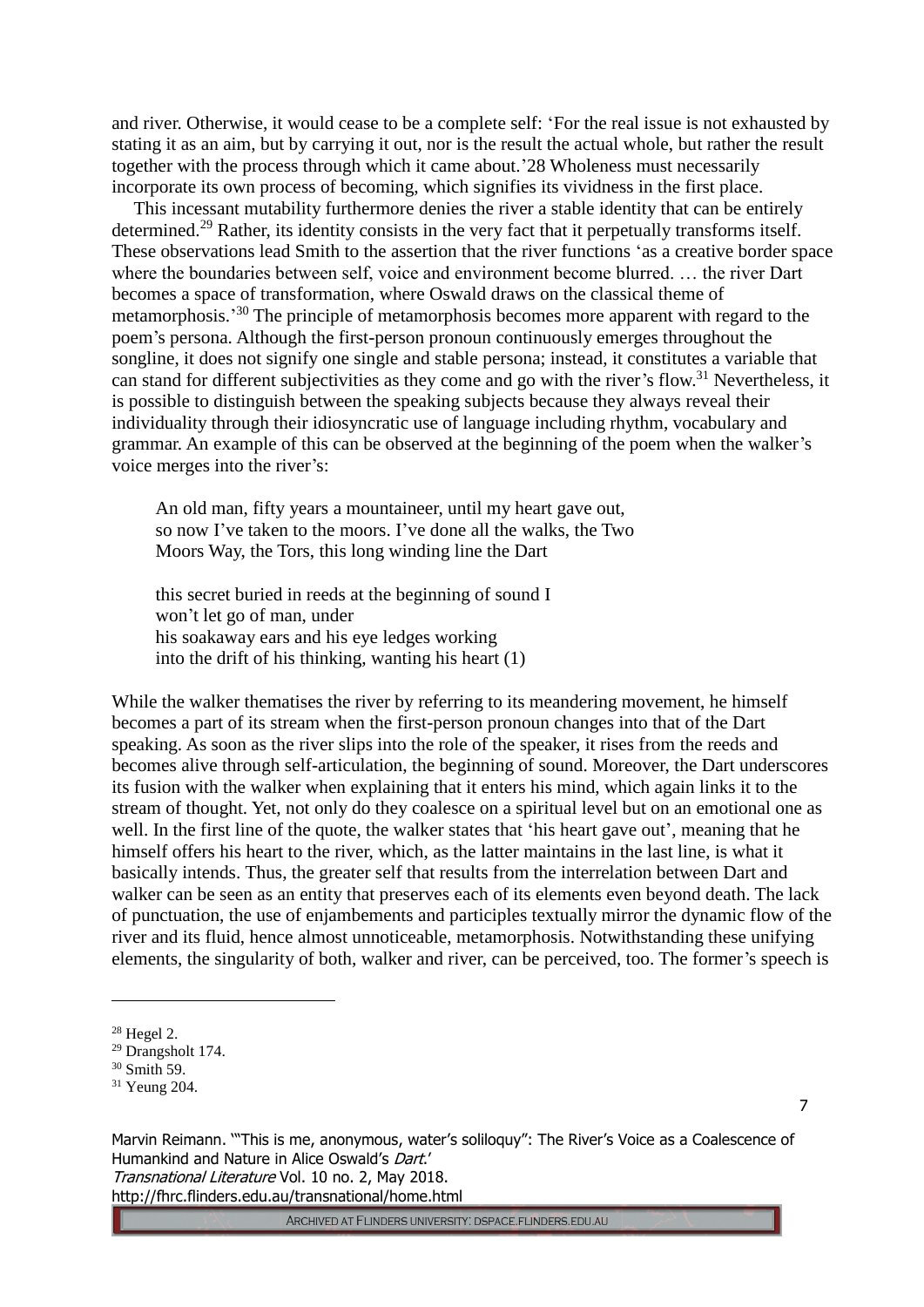and river. Otherwise, it would cease to be a complete self: 'For the real issue is not exhausted by stating it as an aim, but by carrying it out, nor is the result the actual whole, but rather the result together with the process through which it came about.'28 Wholeness must necessarily incorporate its own process of becoming, which signifies its vividness in the first place.

This incessant mutability furthermore denies the river a stable identity that can be entirely determined.[29] Rather, its identity consists in the very fact that it perpetually transforms itself. These observations lead Smith to the assertion that the river functions 'as a creative border space where the boundaries between self, voice and environment become blurred. … the river Dart becomes a space of transformation, where Oswald draws on the classical theme of metamorphosis.'[30] The principle of metamorphosis becomes more apparent with regard to the poem's persona. Although the first-person pronoun continuously emerges throughout the songline, it does not signify one single and stable persona; instead, it constitutes a variable that can stand for different subjectivities as they come and go with the river's flow.[31] Nevertheless, it is possible to distinguish between the speaking subjects because they always reveal their individuality through their idiosyncratic use of language including rhythm, vocabulary and grammar. An example of this can be observed at the beginning of the poem when the walker's voice merges into the river's:

> An old man, fifty years a mountaineer, until my heart gave out,
> so now I've taken to the moors. I've done all the walks, the Two
> Moors Way, the Tors, this long winding line the Dart
>
> this secret buried in reeds at the beginning of sound I
> won't let go of man, under
> his soakaway ears and his eye ledges working
> into the drift of his thinking, wanting his heart (1)

While the walker thematises the river by referring to its meandering movement, he himself becomes a part of its stream when the first-person pronoun changes into that of the Dart speaking. As soon as the river slips into the role of the speaker, it rises from the reeds and becomes alive through self-articulation, the beginning of sound. Moreover, the Dart underscores its fusion with the walker when explaining that it enters his mind, which again links it to the stream of thought. Yet, not only do they coalesce on a spiritual level but on an emotional one as well. In the first line of the quote, the walker states that 'his heart gave out', meaning that he himself offers his heart to the river, which, as the latter maintains in the last line, is what it basically intends. Thus, the greater self that results from the interrelation between Dart and walker can be seen as an entity that preserves each of its elements even beyond death. The lack of punctuation, the use of enjambements and participles textually mirror the dynamic flow of the river and its fluid, hence almost unnoticeable, metamorphosis. Notwithstanding these unifying elements, the singularity of both, walker and river, can be perceived, too. The former's speech is

---

[28] Hegel 2.

[29] Drangsholt 174.

[30] Smith 59.

[31] Yeung 204.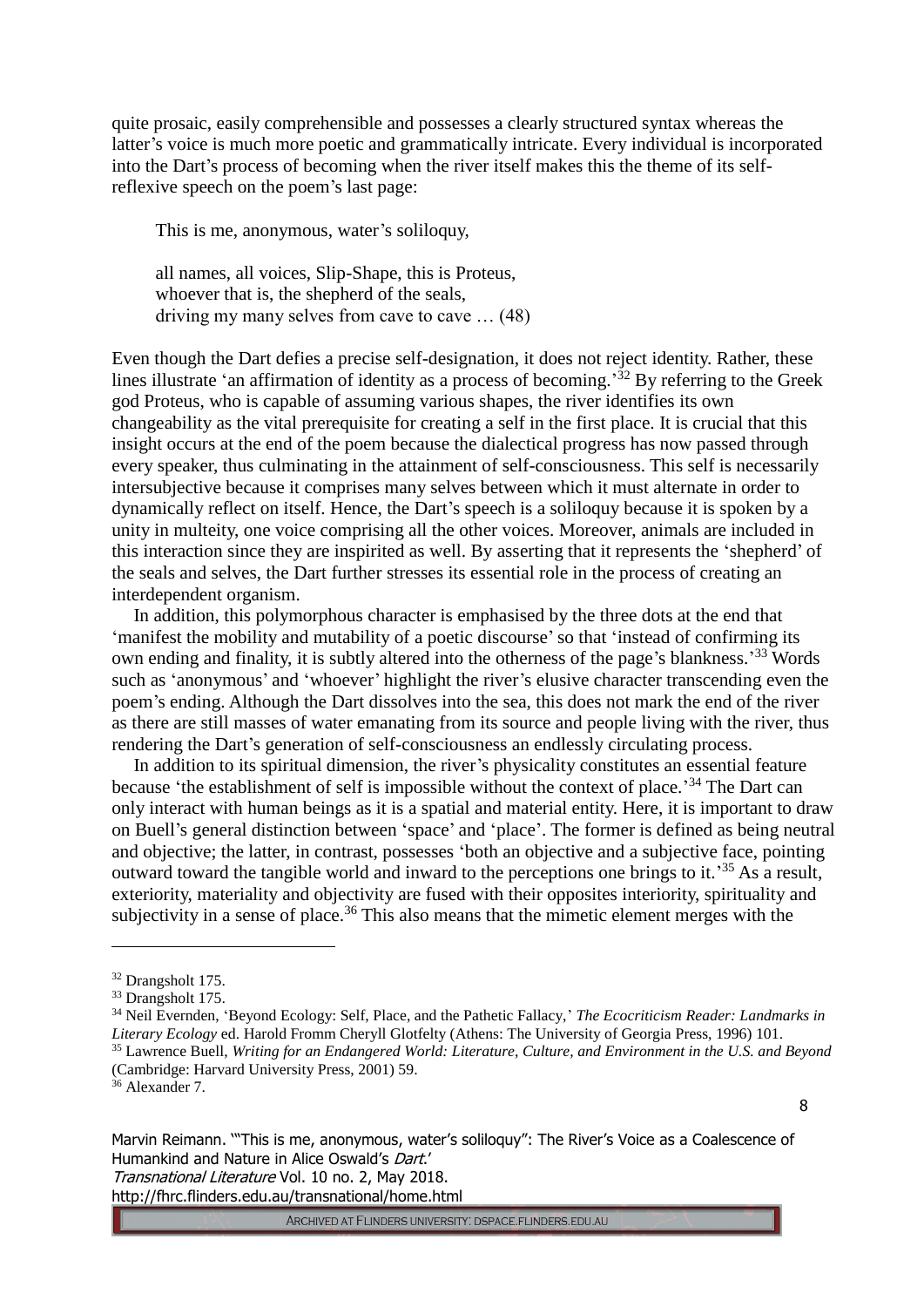quite prosaic, easily comprehensible and possesses a clearly structured syntax whereas the latter's voice is much more poetic and grammatically intricate. Every individual is incorporated into the Dart's process of becoming when the river itself makes this the theme of its self-reflexive speech on the poem's last page:

> This is me, anonymous, water's soliloquy,
>
> all names, all voices, Slip-Shape, this is Proteus,
> whoever that is, the shepherd of the seals,
> driving my many selves from cave to cave … (48)

Even though the Dart defies a precise self-designation, it does not reject identity. Rather, these lines illustrate 'an affirmation of identity as a process of becoming.'[32] By referring to the Greek god Proteus, who is capable of assuming various shapes, the river identifies its own changeability as the vital prerequisite for creating a self in the first place. It is crucial that this insight occurs at the end of the poem because the dialectical progress has now passed through every speaker, thus culminating in the attainment of self-consciousness. This self is necessarily intersubjective because it comprises many selves between which it must alternate in order to dynamically reflect on itself. Hence, the Dart's speech is a soliloquy because it is spoken by a unity in multeity, one voice comprising all the other voices. Moreover, animals are included in this interaction since they are inspirited as well. By asserting that it represents the 'shepherd' of the seals and selves, the Dart further stresses its essential role in the process of creating an interdependent organism.

In addition, this polymorphous character is emphasised by the three dots at the end that 'manifest the mobility and mutability of a poetic discourse' so that 'instead of confirming its own ending and finality, it is subtly altered into the otherness of the page's blankness.'[33] Words such as 'anonymous' and 'whoever' highlight the river's elusive character transcending even the poem's ending. Although the Dart dissolves into the sea, this does not mark the end of the river as there are still masses of water emanating from its source and people living with the river, thus rendering the Dart's generation of self-consciousness an endlessly circulating process.

In addition to its spiritual dimension, the river's physicality constitutes an essential feature because 'the establishment of self is impossible without the context of place.'[34] The Dart can only interact with human beings as it is a spatial and material entity. Here, it is important to draw on Buell's general distinction between 'space' and 'place'. The former is defined as being neutral and objective; the latter, in contrast, possesses 'both an objective and a subjective face, pointing outward toward the tangible world and inward to the perceptions one brings to it.'[35] As a result, exteriority, materiality and objectivity are fused with their opposites interiority, spirituality and subjectivity in a sense of place.[36] This also means that the mimetic element merges with the

---

[32] Drangsholt 175.

[33] Drangsholt 175.

[34] Neil Evernden, 'Beyond Ecology: Self, Place, and the Pathetic Fallacy,' *The Ecocriticism Reader: Landmarks in Literary Ecology* ed. Harold Fromm Cheryll Glotfelty (Athens: The University of Georgia Press, 1996) 101.

[35] Lawrence Buell, *Writing for an Endangered World: Literature, Culture, and Environment in the U.S. and Beyond* (Cambridge: Harvard University Press, 2001) 59.

[36] Alexander 7.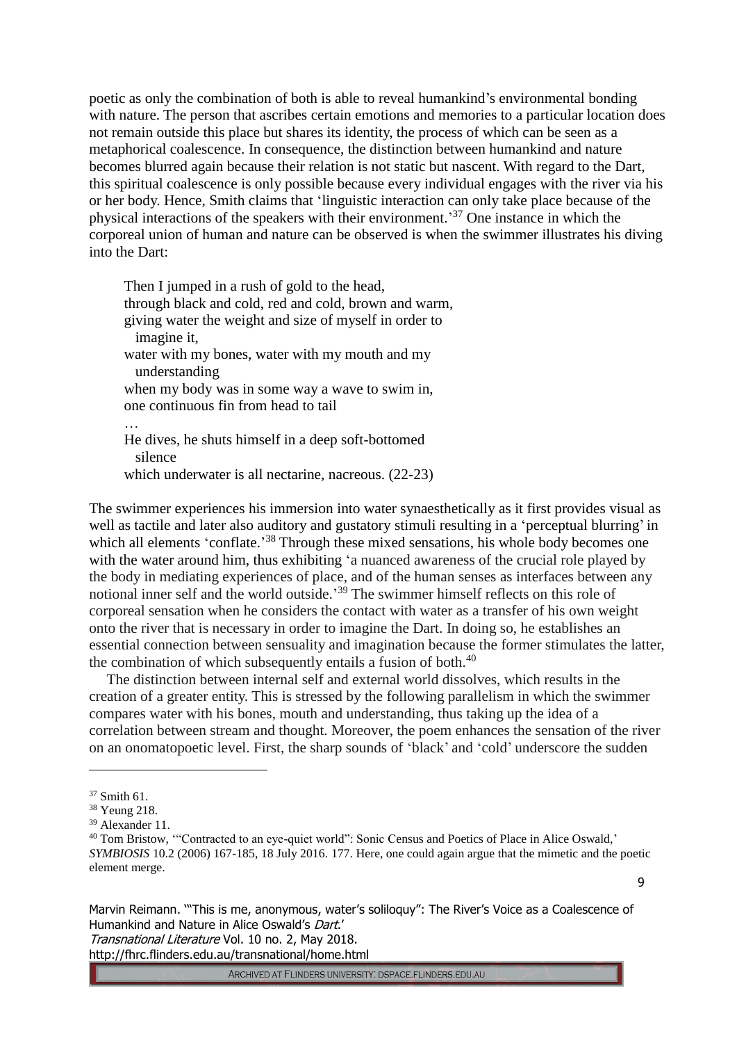poetic as only the combination of both is able to reveal humankind's environmental bonding with nature. The person that ascribes certain emotions and memories to a particular location does not remain outside this place but shares its identity, the process of which can be seen as a metaphorical coalescence. In consequence, the distinction between humankind and nature becomes blurred again because their relation is not static but nascent. With regard to the Dart, this spiritual coalescence is only possible because every individual engages with the river via his or her body. Hence, Smith claims that 'linguistic interaction can only take place because of the physical interactions of the speakers with their environment.'[37] One instance in which the corporeal union of human and nature can be observed is when the swimmer illustrates his diving into the Dart:

> Then I jumped in a rush of gold to the head,
> through black and cold, red and cold, brown and warm,
> giving water the weight and size of myself in order to
>   imagine it,
> water with my bones, water with my mouth and my
>   understanding
> when my body was in some way a wave to swim in,
> one continuous fin from head to tail
> …
> He dives, he shuts himself in a deep soft-bottomed
>   silence
> which underwater is all nectarine, nacreous. (22-23)

The swimmer experiences his immersion into water synaesthetically as it first provides visual as well as tactile and later also auditory and gustatory stimuli resulting in a 'perceptual blurring' in which all elements 'conflate.'[38] Through these mixed sensations, his whole body becomes one with the water around him, thus exhibiting 'a nuanced awareness of the crucial role played by the body in mediating experiences of place, and of the human senses as interfaces between any notional inner self and the world outside.'[39] The swimmer himself reflects on this role of corporeal sensation when he considers the contact with water as a transfer of his own weight onto the river that is necessary in order to imagine the Dart. In doing so, he establishes an essential connection between sensuality and imagination because the former stimulates the latter, the combination of which subsequently entails a fusion of both.[40]

The distinction between internal self and external world dissolves, which results in the creation of a greater entity. This is stressed by the following parallelism in which the swimmer compares water with his bones, mouth and understanding, thus taking up the idea of a correlation between stream and thought. Moreover, the poem enhances the sensation of the river on an onomatopoetic level. First, the sharp sounds of 'black' and 'cold' underscore the sudden

---

[37] Smith 61.

[38] Yeung 218.

[39] Alexander 11.

[40] Tom Bristow, '"Contracted to an eye-quiet world": Sonic Census and Poetics of Place in Alice Oswald,' *SYMBIOSIS* 10.2 (2006) 167-185, 18 July 2016. 177. Here, one could again argue that the mimetic and the poetic element merge.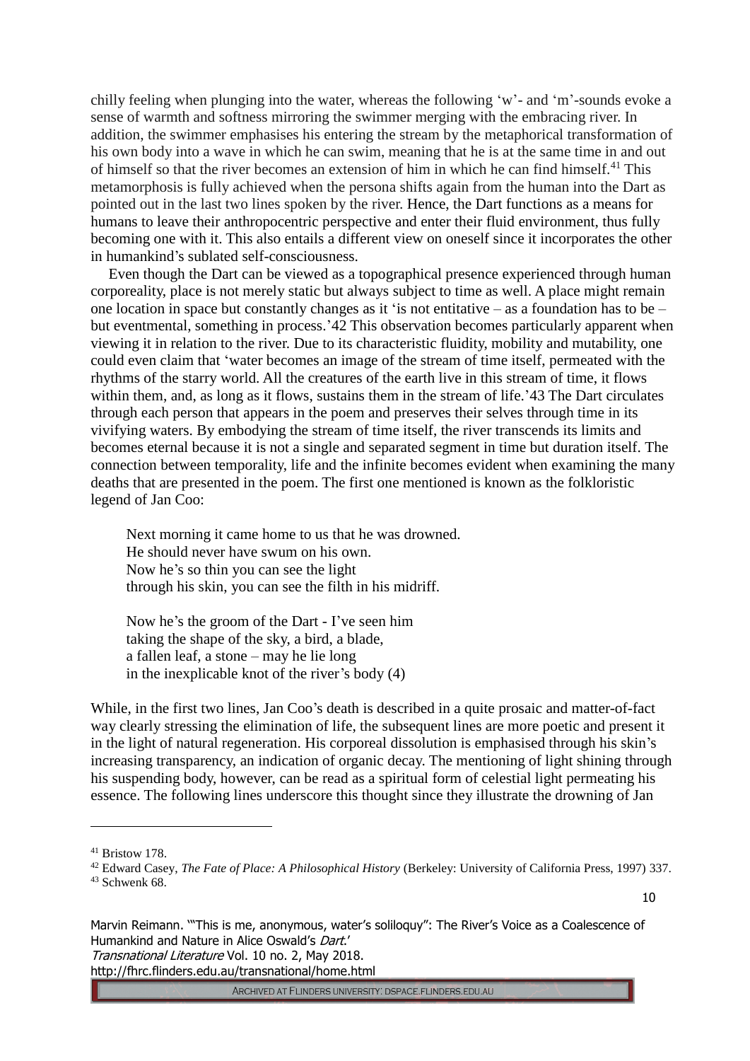chilly feeling when plunging into the water, whereas the following 'w'- and 'm'-sounds evoke a sense of warmth and softness mirroring the swimmer merging with the embracing river. In addition, the swimmer emphasises his entering the stream by the metaphorical transformation of his own body into a wave in which he can swim, meaning that he is at the same time in and out of himself so that the river becomes an extension of him in which he can find himself.[41] This metamorphosis is fully achieved when the persona shifts again from the human into the Dart as pointed out in the last two lines spoken by the river. Hence, the Dart functions as a means for humans to leave their anthropocentric perspective and enter their fluid environment, thus fully becoming one with it. This also entails a different view on oneself since it incorporates the other in humankind's sublated self-consciousness.

Even though the Dart can be viewed as a topographical presence experienced through human corporeality, place is not merely static but always subject to time as well. A place might remain one location in space but constantly changes as it 'is not entitative – as a foundation has to be – but eventmental, something in process.'42 This observation becomes particularly apparent when viewing it in relation to the river. Due to its characteristic fluidity, mobility and mutability, one could even claim that 'water becomes an image of the stream of time itself, permeated with the rhythms of the starry world. All the creatures of the earth live in this stream of time, it flows within them, and, as long as it flows, sustains them in the stream of life.'43 The Dart circulates through each person that appears in the poem and preserves their selves through time in its vivifying waters. By embodying the stream of time itself, the river transcends its limits and becomes eternal because it is not a single and separated segment in time but duration itself. The connection between temporality, life and the infinite becomes evident when examining the many deaths that are presented in the poem. The first one mentioned is known as the folkloristic legend of Jan Coo:

> Next morning it came home to us that he was drowned.
> He should never have swum on his own.
> Now he's so thin you can see the light
> through his skin, you can see the filth in his midriff.
>
> Now he's the groom of the Dart - I've seen him
> taking the shape of the sky, a bird, a blade,
> a fallen leaf, a stone – may he lie long
> in the inexplicable knot of the river's body (4)

While, in the first two lines, Jan Coo's death is described in a quite prosaic and matter-of-fact way clearly stressing the elimination of life, the subsequent lines are more poetic and present it in the light of natural regeneration. His corporeal dissolution is emphasised through his skin's increasing transparency, an indication of organic decay. The mentioning of light shining through his suspending body, however, can be read as a spiritual form of celestial light permeating his essence. The following lines underscore this thought since they illustrate the drowning of Jan

---

[41] Bristow 178.

[42] Edward Casey, *The Fate of Place: A Philosophical History* (Berkeley: University of California Press, 1997) 337.

[43] Schwenk 68.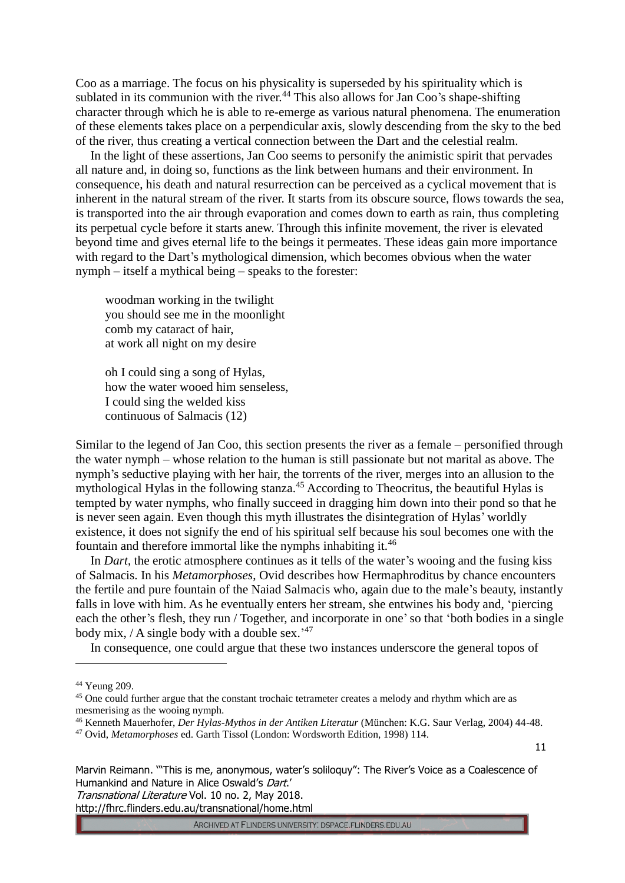Coo as a marriage. The focus on his physicality is superseded by his spirituality which is sublated in its communion with the river.[44] This also allows for Jan Coo's shape-shifting character through which he is able to re-emerge as various natural phenomena. The enumeration of these elements takes place on a perpendicular axis, slowly descending from the sky to the bed of the river, thus creating a vertical connection between the Dart and the celestial realm.

In the light of these assertions, Jan Coo seems to personify the animistic spirit that pervades all nature and, in doing so, functions as the link between humans and their environment. In consequence, his death and natural resurrection can be perceived as a cyclical movement that is inherent in the natural stream of the river. It starts from its obscure source, flows towards the sea, is transported into the air through evaporation and comes down to earth as rain, thus completing its perpetual cycle before it starts anew. Through this infinite movement, the river is elevated beyond time and gives eternal life to the beings it permeates. These ideas gain more importance with regard to the Dart's mythological dimension, which becomes obvious when the water nymph – itself a mythical being – speaks to the forester:

> woodman working in the twilight
> you should see me in the moonlight
> comb my cataract of hair,
> at work all night on my desire
>
> oh I could sing a song of Hylas,
> how the water wooed him senseless,
> I could sing the welded kiss
> continuous of Salmacis (12)

Similar to the legend of Jan Coo, this section presents the river as a female – personified through the water nymph – whose relation to the human is still passionate but not marital as above. The nymph's seductive playing with her hair, the torrents of the river, merges into an allusion to the mythological Hylas in the following stanza.[45] According to Theocritus, the beautiful Hylas is tempted by water nymphs, who finally succeed in dragging him down into their pond so that he is never seen again. Even though this myth illustrates the disintegration of Hylas' worldly existence, it does not signify the end of his spiritual self because his soul becomes one with the fountain and therefore immortal like the nymphs inhabiting it.[46]

In *Dart*, the erotic atmosphere continues as it tells of the water's wooing and the fusing kiss of Salmacis. In his *Metamorphoses*, Ovid describes how Hermaphroditus by chance encounters the fertile and pure fountain of the Naiad Salmacis who, again due to the male's beauty, instantly falls in love with him. As he eventually enters her stream, she entwines his body and, 'piercing each the other's flesh, they run / Together, and incorporate in one' so that 'both bodies in a single body mix, / A single body with a double sex.'[47]

In consequence, one could argue that these two instances underscore the general topos of

---

[44] Yeung 209.

[45] One could further argue that the constant trochaic tetrameter creates a melody and rhythm which are as mesmerising as the wooing nymph.

[46] Kenneth Mauerhofer, *Der Hylas-Mythos in der Antiken Literatur* (München: K.G. Saur Verlag, 2004) 44-48.

[47] Ovid, *Metamorphoses* ed. Garth Tissol (London: Wordsworth Edition, 1998) 114.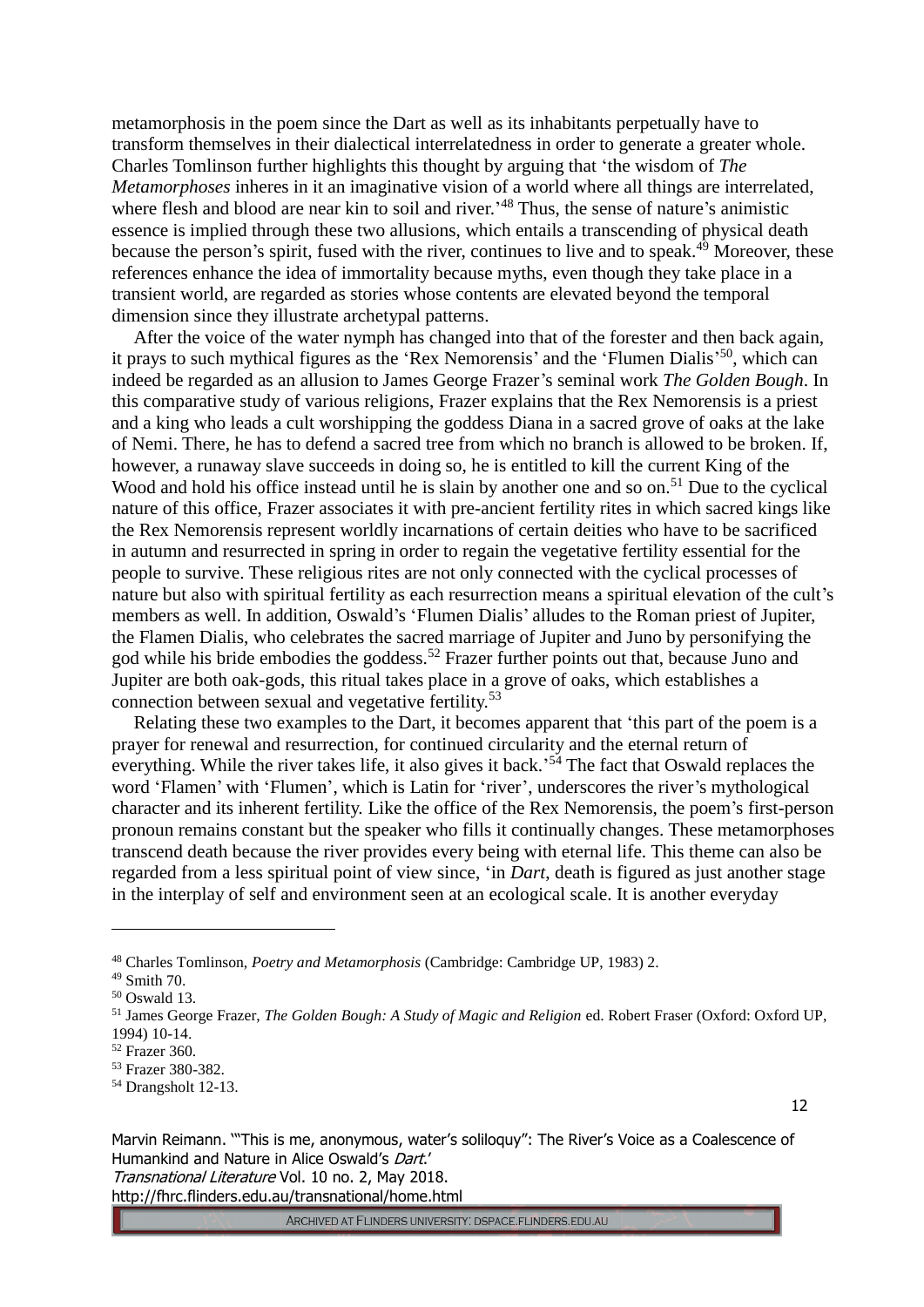metamorphosis in the poem since the Dart as well as its inhabitants perpetually have to transform themselves in their dialectical interrelatedness in order to generate a greater whole. Charles Tomlinson further highlights this thought by arguing that 'the wisdom of *The Metamorphoses* inheres in it an imaginative vision of a world where all things are interrelated, where flesh and blood are near kin to soil and river.'[48] Thus, the sense of nature's animistic essence is implied through these two allusions, which entails a transcending of physical death because the person's spirit, fused with the river, continues to live and to speak.[49] Moreover, these references enhance the idea of immortality because myths, even though they take place in a transient world, are regarded as stories whose contents are elevated beyond the temporal dimension since they illustrate archetypal patterns.

After the voice of the water nymph has changed into that of the forester and then back again, it prays to such mythical figures as the 'Rex Nemorensis' and the 'Flumen Dialis'[50], which can indeed be regarded as an allusion to James George Frazer's seminal work *The Golden Bough*. In this comparative study of various religions, Frazer explains that the Rex Nemorensis is a priest and a king who leads a cult worshipping the goddess Diana in a sacred grove of oaks at the lake of Nemi. There, he has to defend a sacred tree from which no branch is allowed to be broken. If, however, a runaway slave succeeds in doing so, he is entitled to kill the current King of the Wood and hold his office instead until he is slain by another one and so on.[51] Due to the cyclical nature of this office, Frazer associates it with pre-ancient fertility rites in which sacred kings like the Rex Nemorensis represent worldly incarnations of certain deities who have to be sacrificed in autumn and resurrected in spring in order to regain the vegetative fertility essential for the people to survive. These religious rites are not only connected with the cyclical processes of nature but also with spiritual fertility as each resurrection means a spiritual elevation of the cult's members as well. In addition, Oswald's 'Flumen Dialis' alludes to the Roman priest of Jupiter, the Flamen Dialis, who celebrates the sacred marriage of Jupiter and Juno by personifying the god while his bride embodies the goddess.[52] Frazer further points out that, because Juno and Jupiter are both oak-gods, this ritual takes place in a grove of oaks, which establishes a connection between sexual and vegetative fertility.[53]

Relating these two examples to the Dart, it becomes apparent that 'this part of the poem is a prayer for renewal and resurrection, for continued circularity and the eternal return of everything. While the river takes life, it also gives it back.'[54] The fact that Oswald replaces the word 'Flamen' with 'Flumen', which is Latin for 'river', underscores the river's mythological character and its inherent fertility. Like the office of the Rex Nemorensis, the poem's first-person pronoun remains constant but the speaker who fills it continually changes. These metamorphoses transcend death because the river provides every being with eternal life. This theme can also be regarded from a less spiritual point of view since, 'in *Dart*, death is figured as just another stage in the interplay of self and environment seen at an ecological scale. It is another everyday

---

[48] Charles Tomlinson, *Poetry and Metamorphosis* (Cambridge: Cambridge UP, 1983) 2.

[49] Smith 70.

[50] Oswald 13.

[51] James George Frazer, *The Golden Bough: A Study of Magic and Religion* ed. Robert Fraser (Oxford: Oxford UP, 1994) 10-14.

[52] Frazer 360.

[53] Frazer 380-382.

[54] Drangsholt 12-13.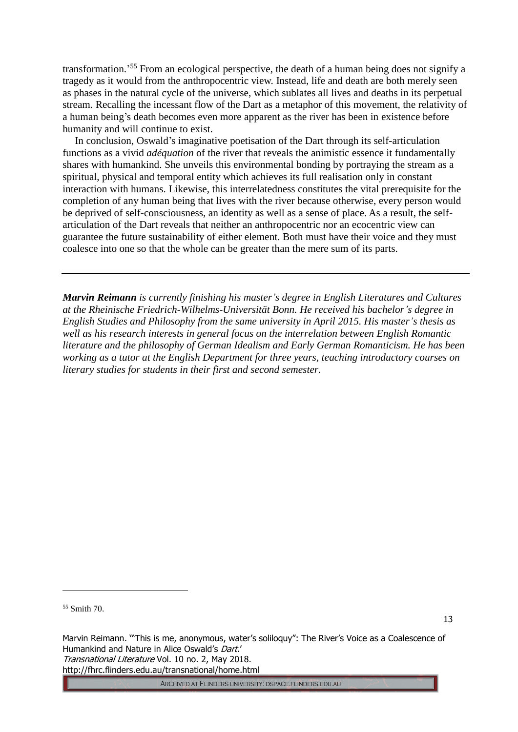transformation.'[55] From an ecological perspective, the death of a human being does not signify a tragedy as it would from the anthropocentric view. Instead, life and death are both merely seen as phases in the natural cycle of the universe, which sublates all lives and deaths in its perpetual stream. Recalling the incessant flow of the Dart as a metaphor of this movement, the relativity of a human being's death becomes even more apparent as the river has been in existence before humanity and will continue to exist.

In conclusion, Oswald's imaginative poetisation of the Dart through its self-articulation functions as a vivid *adéquation* of the river that reveals the animistic essence it fundamentally shares with humankind. She unveils this environmental bonding by portraying the stream as a spiritual, physical and temporal entity which achieves its full realisation only in constant interaction with humans. Likewise, this interrelatedness constitutes the vital prerequisite for the completion of any human being that lives with the river because otherwise, every person would be deprived of self-consciousness, an identity as well as a sense of place. As a result, the self-articulation of the Dart reveals that neither an anthropocentric nor an ecocentric view can guarantee the future sustainability of either element. Both must have their voice and they must coalesce into one so that the whole can be greater than the mere sum of its parts.

---

***Marvin Reimann*** *is currently finishing his master's degree in English Literatures and Cultures at the Rheinische Friedrich-Wilhelms-Universität Bonn. He received his bachelor's degree in English Studies and Philosophy from the same university in April 2015. His master's thesis as well as his research interests in general focus on the interrelation between English Romantic literature and the philosophy of German Idealism and Early German Romanticism. He has been working as a tutor at the English Department for three years, teaching introductory courses on literary studies for students in their first and second semester.*

[55] Smith 70.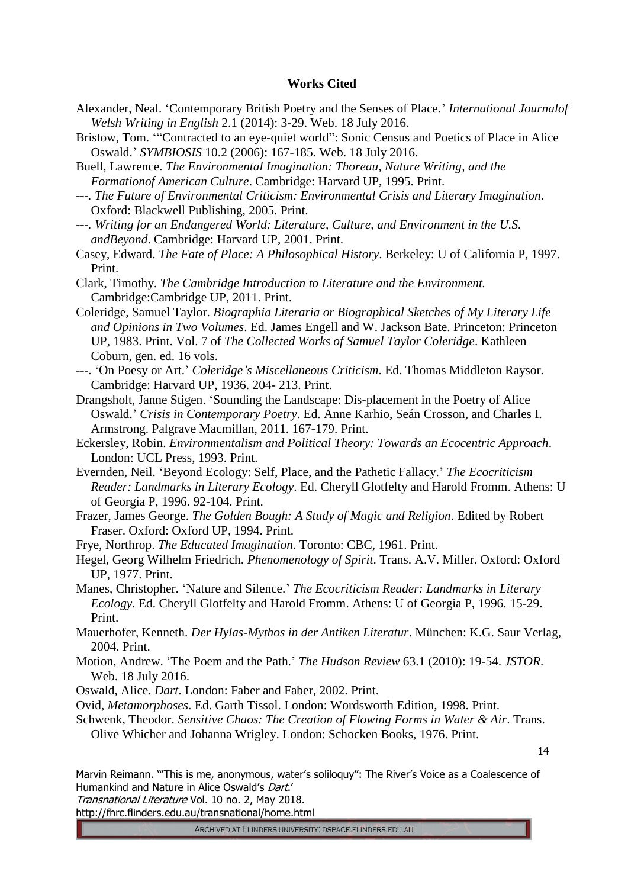**Works Cited**

Alexander, Neal. 'Contemporary British Poetry and the Senses of Place.' *International Journalof Welsh Writing in English* 2.1 (2014): 3-29. Web. 18 July 2016.

Bristow, Tom. '"Contracted to an eye-quiet world": Sonic Census and Poetics of Place in Alice Oswald.' *SYMBIOSIS* 10.2 (2006): 167-185. Web. 18 July 2016.

Buell, Lawrence. *The Environmental Imagination: Thoreau, Nature Writing, and the Formationof American Culture*. Cambridge: Harvard UP, 1995. Print.

---. *The Future of Environmental Criticism: Environmental Crisis and Literary Imagination*. Oxford: Blackwell Publishing, 2005. Print.

---. *Writing for an Endangered World: Literature, Culture, and Environment in the U.S. andBeyond*. Cambridge: Harvard UP, 2001. Print.

Casey, Edward. *The Fate of Place: A Philosophical History*. Berkeley: U of California P, 1997. Print.

Clark, Timothy. *The Cambridge Introduction to Literature and the Environment.* Cambridge:Cambridge UP, 2011. Print.

Coleridge, Samuel Taylor. *Biographia Literaria or Biographical Sketches of My Literary Life and Opinions in Two Volumes*. Ed. James Engell and W. Jackson Bate. Princeton: Princeton UP, 1983. Print. Vol. 7 of *The Collected Works of Samuel Taylor Coleridge*. Kathleen Coburn, gen. ed. 16 vols.

---. 'On Poesy or Art.' *Coleridge's Miscellaneous Criticism*. Ed. Thomas Middleton Raysor. Cambridge: Harvard UP, 1936. 204- 213. Print.

Drangsholt, Janne Stigen. 'Sounding the Landscape: Dis-placement in the Poetry of Alice Oswald.' *Crisis in Contemporary Poetry*. Ed. Anne Karhio, Seán Crosson, and Charles I. Armstrong. Palgrave Macmillan, 2011. 167-179. Print.

Eckersley, Robin. *Environmentalism and Political Theory: Towards an Ecocentric Approach*. London: UCL Press, 1993. Print.

Evernden, Neil. 'Beyond Ecology: Self, Place, and the Pathetic Fallacy.' *The Ecocriticism Reader: Landmarks in Literary Ecology*. Ed. Cheryll Glotfelty and Harold Fromm. Athens: U of Georgia P, 1996. 92-104. Print.

Frazer, James George. *The Golden Bough: A Study of Magic and Religion*. Edited by Robert Fraser. Oxford: Oxford UP, 1994. Print.

Frye, Northrop. *The Educated Imagination*. Toronto: CBC, 1961. Print.

Hegel, Georg Wilhelm Friedrich. *Phenomenology of Spirit*. Trans. A.V. Miller. Oxford: Oxford UP, 1977. Print.

Manes, Christopher. 'Nature and Silence.' *The Ecocriticism Reader: Landmarks in Literary Ecology*. Ed. Cheryll Glotfelty and Harold Fromm. Athens: U of Georgia P, 1996. 15-29. Print.

Mauerhofer, Kenneth. *Der Hylas-Mythos in der Antiken Literatur*. München: K.G. Saur Verlag, 2004. Print.

Motion, Andrew. 'The Poem and the Path.' *The Hudson Review* 63.1 (2010): 19-54. *JSTOR*. Web. 18 July 2016.

Oswald, Alice. *Dart*. London: Faber and Faber, 2002. Print.

Ovid, *Metamorphoses*. Ed. Garth Tissol. London: Wordsworth Edition, 1998. Print.

Schwenk, Theodor. *Sensitive Chaos: The Creation of Flowing Forms in Water & Air*. Trans. Olive Whicher and Johanna Wrigley. London: Schocken Books, 1976. Print.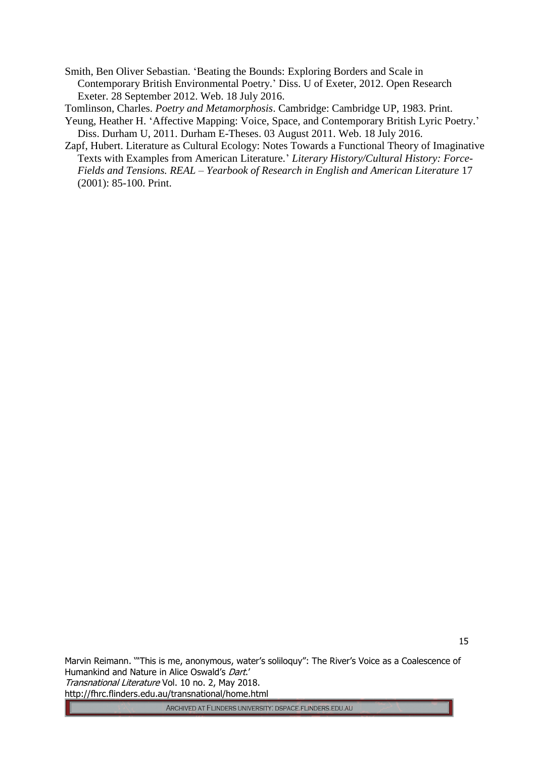Smith, Ben Oliver Sebastian. 'Beating the Bounds: Exploring Borders and Scale in Contemporary British Environmental Poetry.' Diss. U of Exeter, 2012. Open Research Exeter. 28 September 2012. Web. 18 July 2016.

Tomlinson, Charles. *Poetry and Metamorphosis*. Cambridge: Cambridge UP, 1983. Print.

Yeung, Heather H. 'Affective Mapping: Voice, Space, and Contemporary British Lyric Poetry.' Diss. Durham U, 2011. Durham E-Theses. 03 August 2011. Web. 18 July 2016.

Zapf, Hubert. Literature as Cultural Ecology: Notes Towards a Functional Theory of Imaginative Texts with Examples from American Literature.' *Literary History/Cultural History: Force-Fields and Tensions. REAL – Yearbook of Research in English and American Literature* 17 (2001): 85-100. Print.